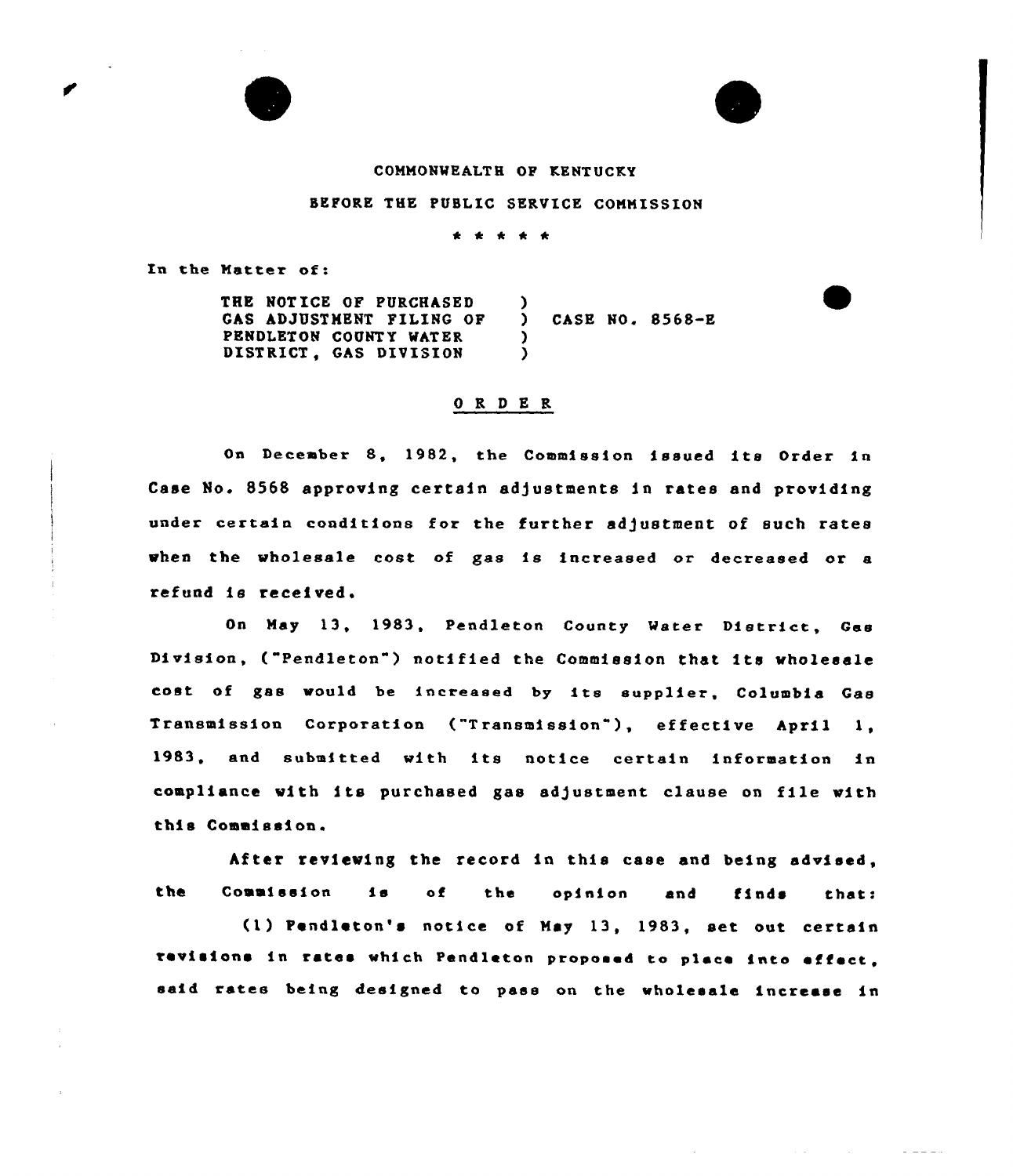COMMONWEALTH OF KENTUCKY

BEFORE THE PUBLIC SERVICE COMMISSION

\* \* \* \* \*

In the Matter of:

THE NOTICE OF PURCHASED GAS ADJUSTMENT FILING OF PENDLETON COUNTY WATER DISTRICT, GAS DIVISION ) CASE NO. 8568-E

## O R D E R

On December 8, 1982, the Commission issued its Order in Case No. 8568 approving certain adjustments in rates and providing under certain conditions for the further adjustment of such rates when the wholesale cost of gas is increased or decreased or a refund is received.

On May 13, 1983, Pendleton County Water District, Gas Division, ("Pendleton") notified the Commission that its wholesale cost of gas would be increased by its supplier, Columbia Gas Transmission Corporation ("Transmission"), effective April 1, 1983, and submitted with its notice certain information in compliance with its purchased gas adjustment clause on file with this Commission.

After reviewing the record in this case and being advised, the Commission is of the opinion and finds that:

(1) Pendleton's notice of May 13, 1983, set out certain revisions in rates which Pendleton proposed to place into effect, said rates being designed to pass on the wholesale increase in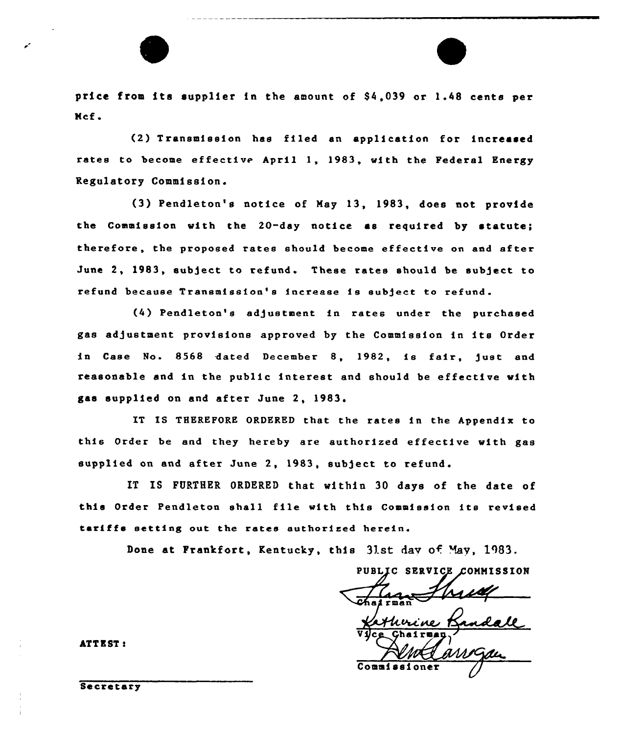price from its supplier in the amount of $4,039 or 1.48 cents per Mcf.

(2) Transmission has filed an application for increased rates to become effective April 1, 1983, with the Federal Energy Regulatory Commission.

(3) Pendleton's notice of May 13, 1983, does not provide the Commission with the 20-day notice as required by statute; therefore, the proposed rates should become effective on and after June 2, 1983, subject to refund. These rates should be subject to refund because Transmission's increase is subject to refund.

(4) Pendleton's adjustment in rates under the purchased gas adjustment provisions approved by the Commission in its Order in Case No. 8568 dated December 8, 1982, is fair, just and reasonable and in the public interest and should be effective with gas supplied on and after June 2, 1983.

IT IS THEREFORE ORDERED that the rates in the Appendix to this Order be and they hereby are authorized effective with gas supplied on and after June 2, 1983, subject to refund.

IT IS FURTHER ORDERED that within 30 days of the date of this Order Pendleton shall file with this Commission its revised tariffs setting out the rates authorized herein.

Done at Frankfort, Kentucky, this 31st day of May, 1983.

PUBLIC SERVICE COMMISSION

Chairman

Vice Chairman

Commissioner

ATTEST:

Secretary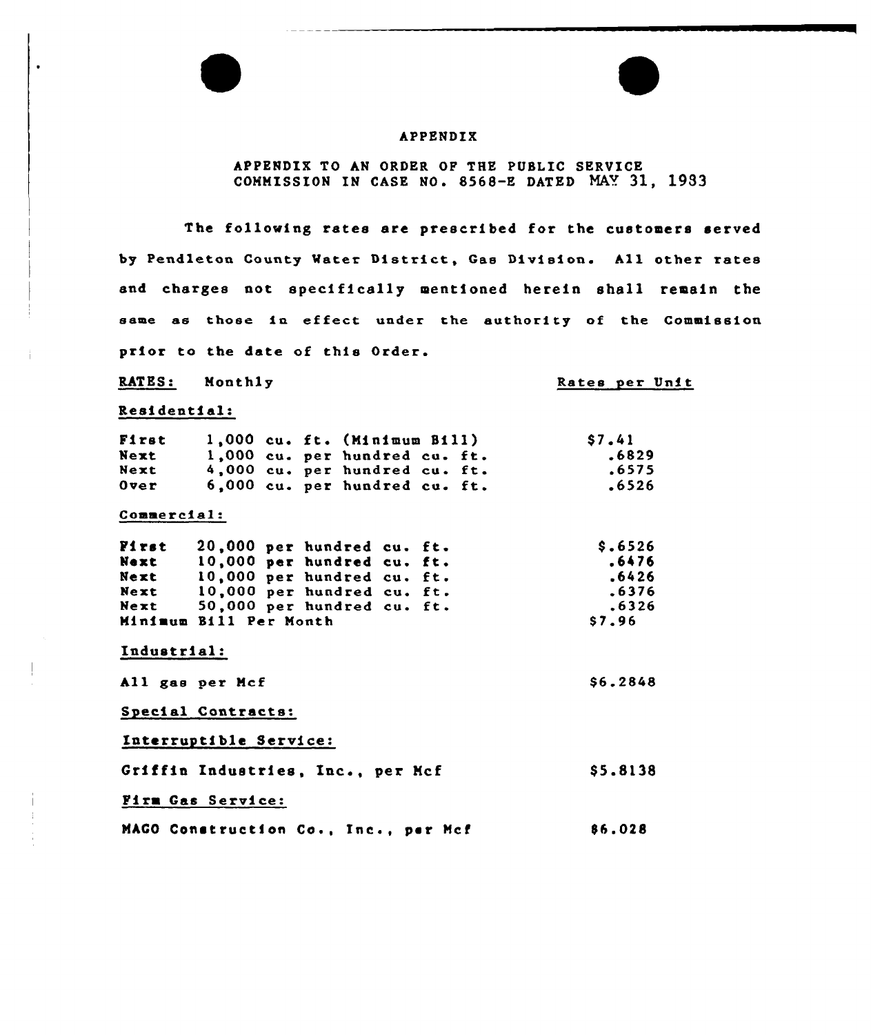# APPENDIX

APPENDIX TO AN ORDER OF THE PUBLIC SERVICE COMMISSION IN CASE NO. 8568-E DATED MAY 31, 1983

The following rates are prescribed for the customers served by Pendleton County Water District, Gas Division. All other rates and charges not specifically mentioned herein shall remain the same as those in effect under the authority of the Commission prior to the date of this Order.

| RATES: Monthly | Rates per Unit |
|---|---|
| **Residential:** | |
| First 1,000 cu. ft. (Minimum Bill) | $7.41 |
| Next 1,000 cu. per hundred cu. ft. | .6829 |
| Next 4,000 cu. per hundred cu. ft. | .6575 |
| Over 6,000 cu. per hundred cu. ft. | .6526 |
| **Commercial:** | |
| First 20,000 per hundred cu. ft. | $.6526 |
| Next 10,000 per hundred cu. ft. | .6476 |
| Next 10,000 per hundred cu. ft. | .6426 |
| Next 10,000 per hundred cu. ft. | .6376 |
| Next 50,000 per hundred cu. ft. | .6326 |
| Minimum Bill Per Month | $7.96 |
| **Industrial:** | |
| All gas per Mcf | $6.2848 |
| **Special Contracts:** | |
| **Interruptible Service:** | |
| Griffin Industries, Inc., per Mcf | $5.8138 |
| **Firm Gas Service:** | |
| MAGO Construction Co., Inc., per Mcf | $6.028 |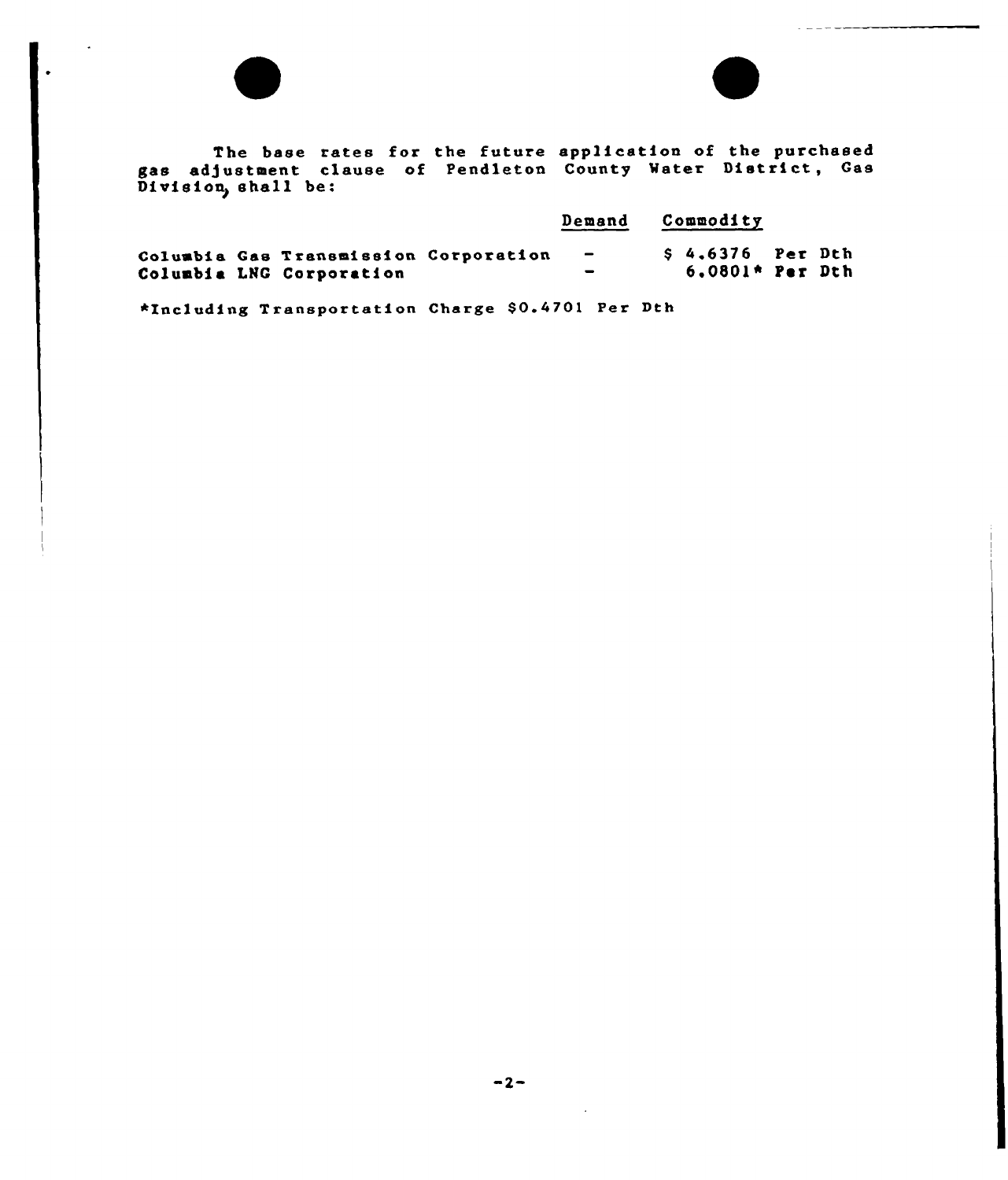The base rates for the future application of the purchased gas adjustment clause of Pendleton County Water District, Gas Division, shall be:

| | Demand | Commodity |
|---|---|---|
| Columbia Gas Transmission Corporation | - | $ 4.6376 Per Dth |
| Columbia LNG Corporation | - | 6.0801* Per Dth |

*Including Transportation Charge $0.4701 Per Dth